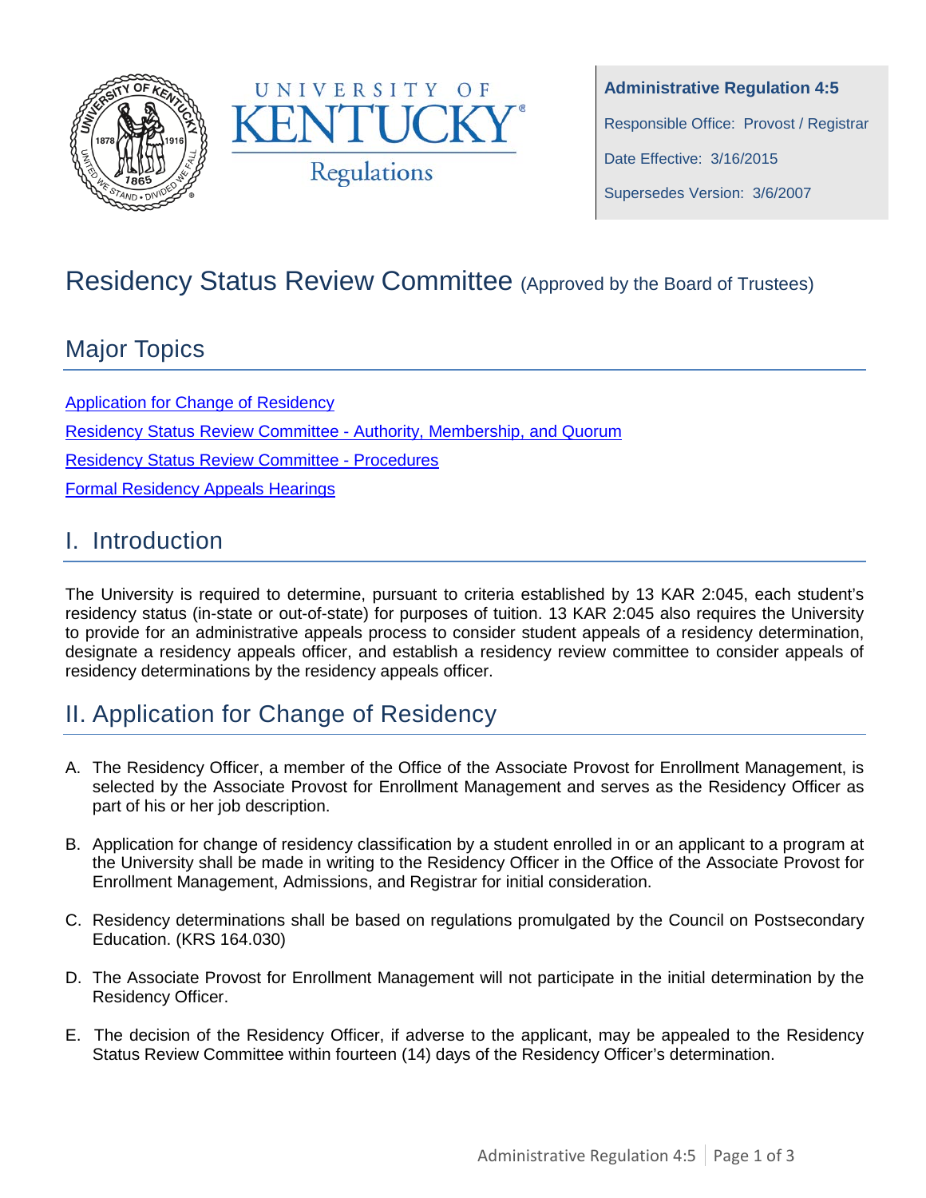University of Kentucky Regulations

**Administrative Regulation 4:5**

Responsible Office: Provost / Registrar

Date Effective: 3/16/2015

Supersedes Version: 3/6/2007

# Residency Status Review Committee (Approved by the Board of Trustees)

## Major Topics

Application for Change of Residency

Residency Status Review Committee - Authority, Membership, and Quorum

Residency Status Review Committee - Procedures

Formal Residency Appeals Hearings

## I. Introduction

The University is required to determine, pursuant to criteria established by 13 KAR 2:045, each student's residency status (in-state or out-of-state) for purposes of tuition. 13 KAR 2:045 also requires the University to provide for an administrative appeals process to consider student appeals of a residency determination, designate a residency appeals officer, and establish a residency review committee to consider appeals of residency determinations by the residency appeals officer.

## II. Application for Change of Residency

A. The Residency Officer, a member of the Office of the Associate Provost for Enrollment Management, is selected by the Associate Provost for Enrollment Management and serves as the Residency Officer as part of his or her job description.

B. Application for change of residency classification by a student enrolled in or an applicant to a program at the University shall be made in writing to the Residency Officer in the Office of the Associate Provost for Enrollment Management, Admissions, and Registrar for initial consideration.

C. Residency determinations shall be based on regulations promulgated by the Council on Postsecondary Education. (KRS 164.030)

D. The Associate Provost for Enrollment Management will not participate in the initial determination by the Residency Officer.

E. The decision of the Residency Officer, if adverse to the applicant, may be appealed to the Residency Status Review Committee within fourteen (14) days of the Residency Officer's determination.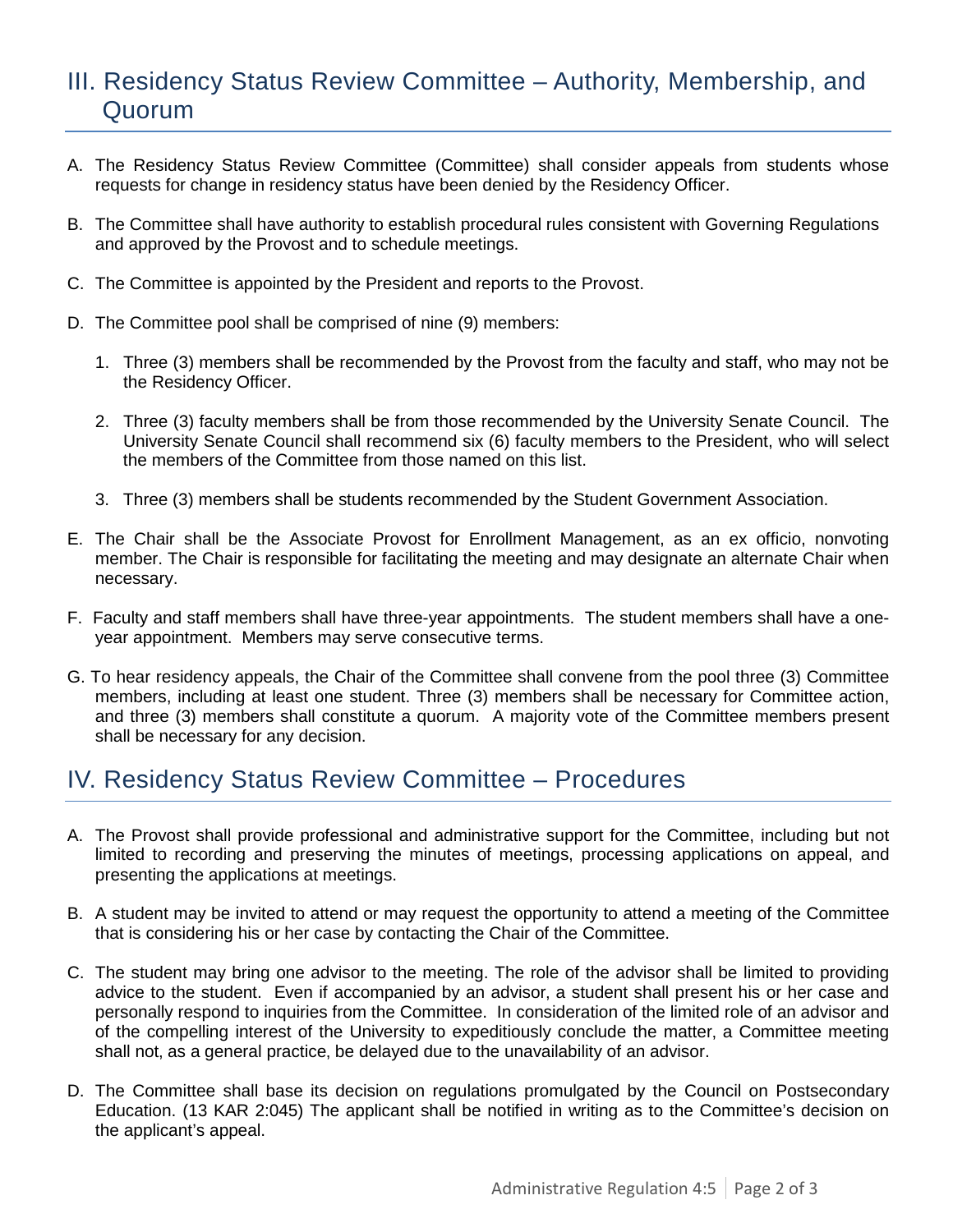## III. Residency Status Review Committee – Authority, Membership, and Quorum

A. The Residency Status Review Committee (Committee) shall consider appeals from students whose requests for change in residency status have been denied by the Residency Officer.

B. The Committee shall have authority to establish procedural rules consistent with Governing Regulations and approved by the Provost and to schedule meetings.

C. The Committee is appointed by the President and reports to the Provost.

D. The Committee pool shall be comprised of nine (9) members:

   1. Three (3) members shall be recommended by the Provost from the faculty and staff, who may not be the Residency Officer.

   2. Three (3) faculty members shall be from those recommended by the University Senate Council. The University Senate Council shall recommend six (6) faculty members to the President, who will select the members of the Committee from those named on this list.

   3. Three (3) members shall be students recommended by the Student Government Association.

E. The Chair shall be the Associate Provost for Enrollment Management, as an ex officio, nonvoting member. The Chair is responsible for facilitating the meeting and may designate an alternate Chair when necessary.

F. Faculty and staff members shall have three-year appointments. The student members shall have a one-year appointment. Members may serve consecutive terms.

G. To hear residency appeals, the Chair of the Committee shall convene from the pool three (3) Committee members, including at least one student. Three (3) members shall be necessary for Committee action, and three (3) members shall constitute a quorum. A majority vote of the Committee members present shall be necessary for any decision.

## IV. Residency Status Review Committee – Procedures

A. The Provost shall provide professional and administrative support for the Committee, including but not limited to recording and preserving the minutes of meetings, processing applications on appeal, and presenting the applications at meetings.

B. A student may be invited to attend or may request the opportunity to attend a meeting of the Committee that is considering his or her case by contacting the Chair of the Committee.

C. The student may bring one advisor to the meeting. The role of the advisor shall be limited to providing advice to the student. Even if accompanied by an advisor, a student shall present his or her case and personally respond to inquiries from the Committee. In consideration of the limited role of an advisor and of the compelling interest of the University to expeditiously conclude the matter, a Committee meeting shall not, as a general practice, be delayed due to the unavailability of an advisor.

D. The Committee shall base its decision on regulations promulgated by the Council on Postsecondary Education. (13 KAR 2:045) The applicant shall be notified in writing as to the Committee's decision on the applicant's appeal.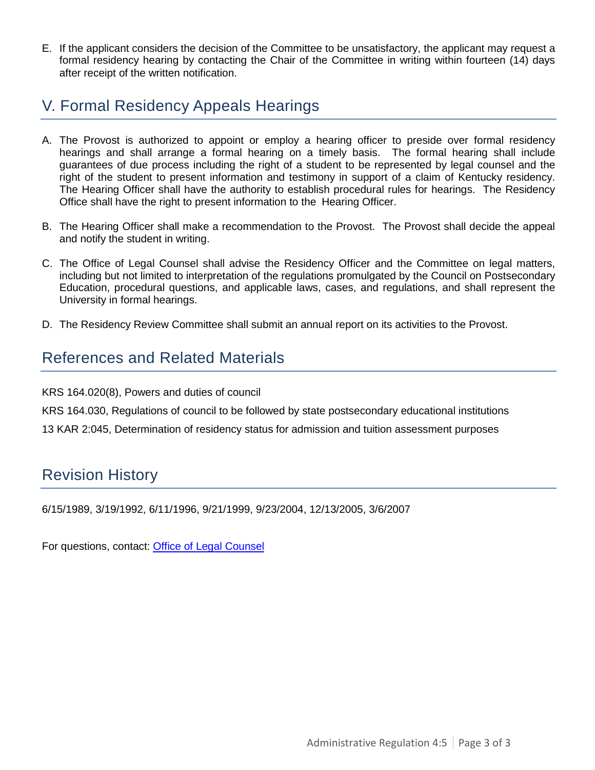E. If the applicant considers the decision of the Committee to be unsatisfactory, the applicant may request a formal residency hearing by contacting the Chair of the Committee in writing within fourteen (14) days after receipt of the written notification.

## V. Formal Residency Appeals Hearings

A. The Provost is authorized to appoint or employ a hearing officer to preside over formal residency hearings and shall arrange a formal hearing on a timely basis. The formal hearing shall include guarantees of due process including the right of a student to be represented by legal counsel and the right of the student to present information and testimony in support of a claim of Kentucky residency. The Hearing Officer shall have the authority to establish procedural rules for hearings. The Residency Office shall have the right to present information to the Hearing Officer.

B. The Hearing Officer shall make a recommendation to the Provost. The Provost shall decide the appeal and notify the student in writing.

C. The Office of Legal Counsel shall advise the Residency Officer and the Committee on legal matters, including but not limited to interpretation of the regulations promulgated by the Council on Postsecondary Education, procedural questions, and applicable laws, cases, and regulations, and shall represent the University in formal hearings.

D. The Residency Review Committee shall submit an annual report on its activities to the Provost.

## References and Related Materials

KRS 164.020(8), Powers and duties of council

KRS 164.030, Regulations of council to be followed by state postsecondary educational institutions

13 KAR 2:045, Determination of residency status for admission and tuition assessment purposes

## Revision History

6/15/1989, 3/19/1992, 6/11/1996, 9/21/1999, 9/23/2004, 12/13/2005, 3/6/2007

For questions, contact: Office of Legal Counsel